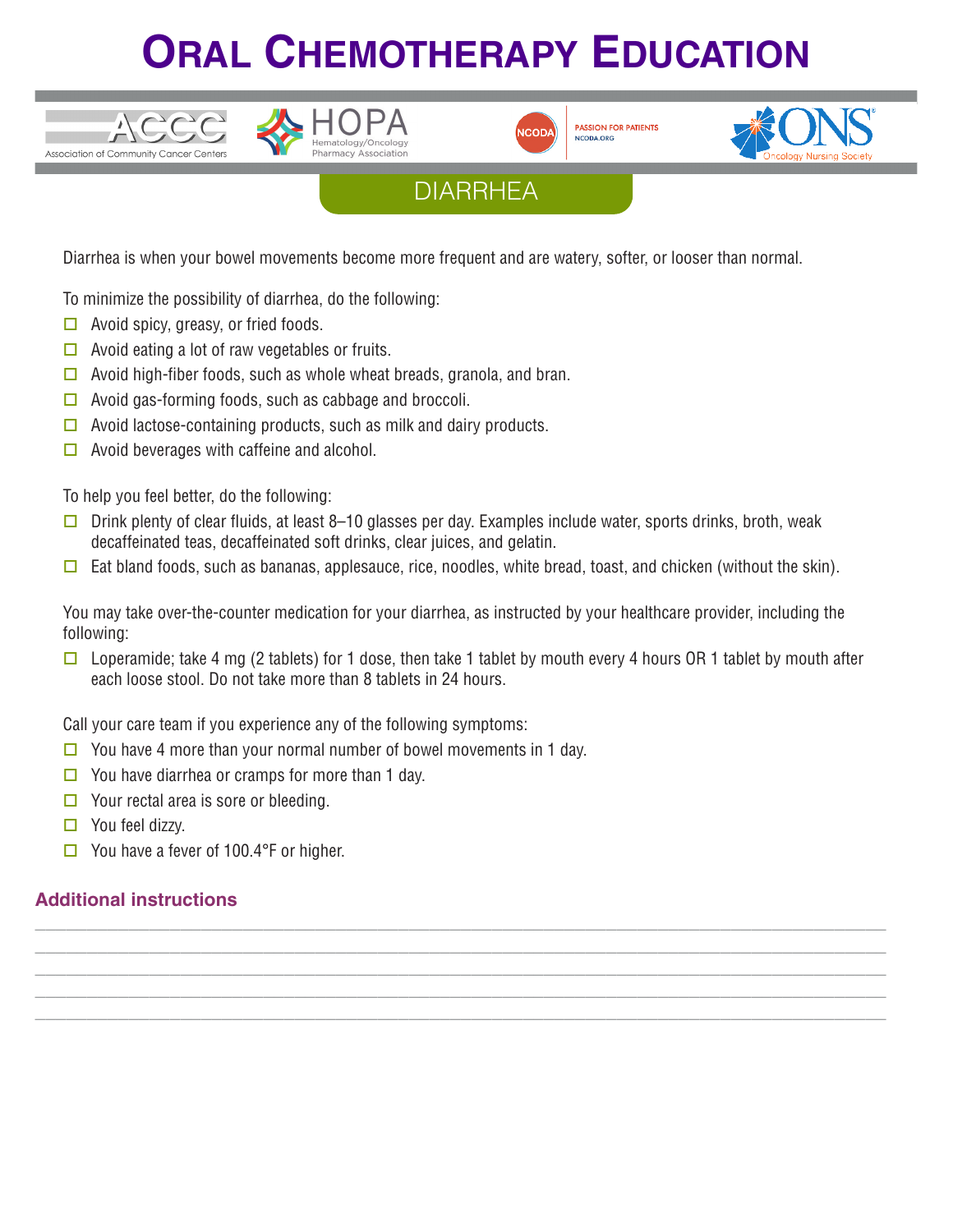# Oral Chemotherapy Education

ACCC Association of Community Cancer Centers | HOPA Hematology/Oncology Pharmacy Association | NCODA PASSION FOR PATIENTS NCODA.ORG | ONS Oncology Nursing Society

## DIARRHEA

Diarrhea is when your bowel movements become more frequent and are watery, softer, or looser than normal.

To minimize the possibility of diarrhea, do the following:

- ☐ Avoid spicy, greasy, or fried foods.
- ☐ Avoid eating a lot of raw vegetables or fruits.
- ☐ Avoid high-fiber foods, such as whole wheat breads, granola, and bran.
- ☐ Avoid gas-forming foods, such as cabbage and broccoli.
- ☐ Avoid lactose-containing products, such as milk and dairy products.
- ☐ Avoid beverages with caffeine and alcohol.

To help you feel better, do the following:

- ☐ Drink plenty of clear fluids, at least 8–10 glasses per day. Examples include water, sports drinks, broth, weak decaffeinated teas, decaffeinated soft drinks, clear juices, and gelatin.
- ☐ Eat bland foods, such as bananas, applesauce, rice, noodles, white bread, toast, and chicken (without the skin).

You may take over-the-counter medication for your diarrhea, as instructed by your healthcare provider, including the following:

- ☐ Loperamide; take 4 mg (2 tablets) for 1 dose, then take 1 tablet by mouth every 4 hours OR 1 tablet by mouth after each loose stool. Do not take more than 8 tablets in 24 hours.

Call your care team if you experience any of the following symptoms:

- ☐ You have 4 more than your normal number of bowel movements in 1 day.
- ☐ You have diarrhea or cramps for more than 1 day.
- ☐ Your rectal area is sore or bleeding.
- ☐ You feel dizzy.
- ☐ You have a fever of 100.4°F or higher.

### Additional instructions

______________________________________________________________________________

______________________________________________________________________________

______________________________________________________________________________

______________________________________________________________________________

______________________________________________________________________________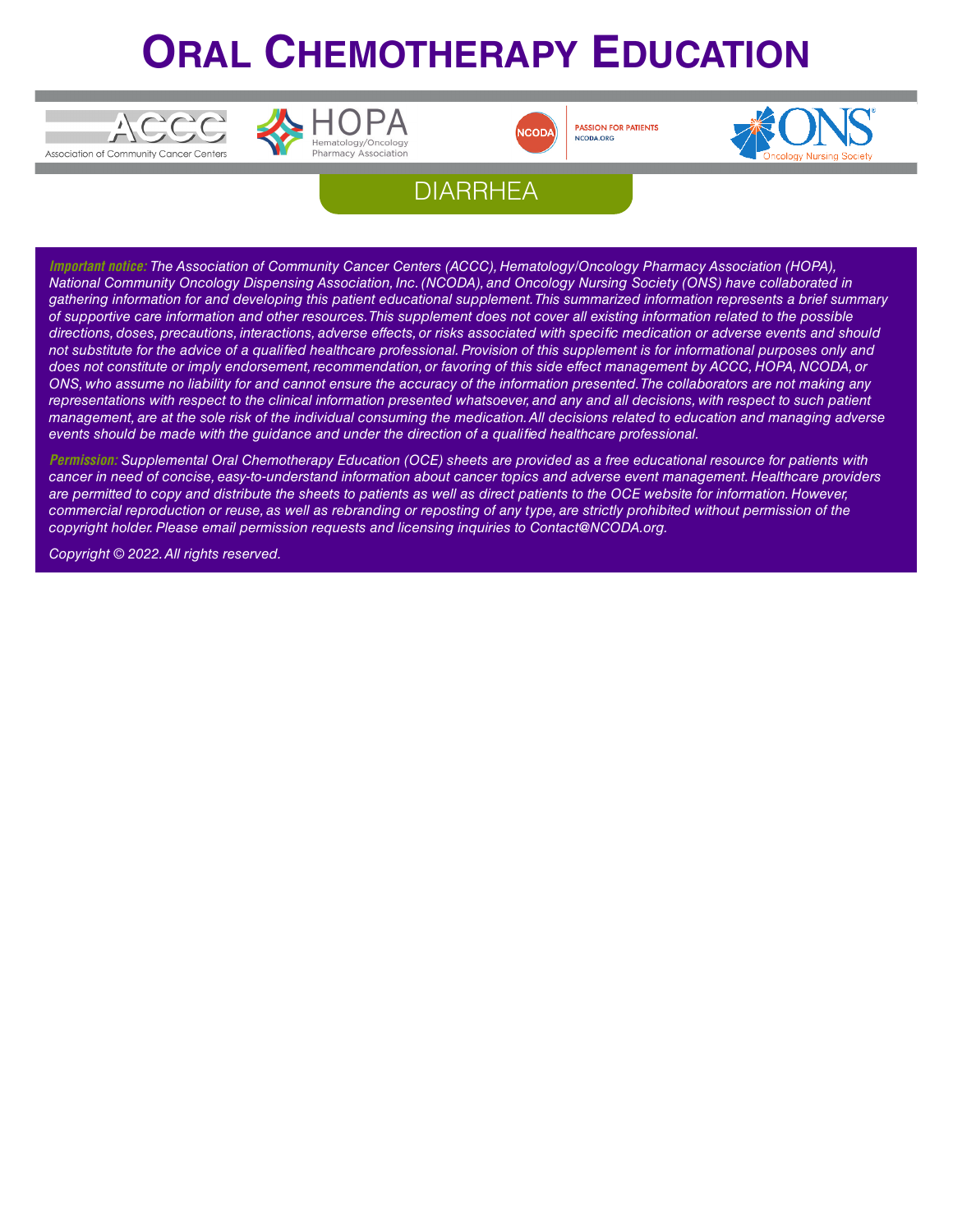# ORAL CHEMOTHERAPY EDUCATION

ACCC Association of Community Cancer Centers | HOPA Hematology/Oncology Pharmacy Association | NCODA PASSION FOR PATIENTS NCODA.ORG | ONS Oncology Nursing Society

## DIARRHEA

***Important notice:*** *The Association of Community Cancer Centers (ACCC), Hematology/Oncology Pharmacy Association (HOPA), National Community Oncology Dispensing Association, Inc. (NCODA), and Oncology Nursing Society (ONS) have collaborated in gathering information for and developing this patient educational supplement. This summarized information represents a brief summary of supportive care information and other resources. This supplement does not cover all existing information related to the possible directions, doses, precautions, interactions, adverse effects, or risks associated with specific medication or adverse events and should not substitute for the advice of a qualified healthcare professional. Provision of this supplement is for informational purposes only and does not constitute or imply endorsement, recommendation, or favoring of this side effect management by ACCC, HOPA, NCODA, or ONS, who assume no liability for and cannot ensure the accuracy of the information presented. The collaborators are not making any representations with respect to the clinical information presented whatsoever, and any and all decisions, with respect to such patient management, are at the sole risk of the individual consuming the medication. All decisions related to education and managing adverse events should be made with the guidance and under the direction of a qualified healthcare professional.*

***Permission:*** *Supplemental Oral Chemotherapy Education (OCE) sheets are provided as a free educational resource for patients with cancer in need of concise, easy-to-understand information about cancer topics and adverse event management. Healthcare providers are permitted to copy and distribute the sheets to patients as well as direct patients to the OCE website for information. However, commercial reproduction or reuse, as well as rebranding or reposting of any type, are strictly prohibited without permission of the copyright holder. Please email permission requests and licensing inquiries to Contact@NCODA.org.*

*Copyright © 2022. All rights reserved.*